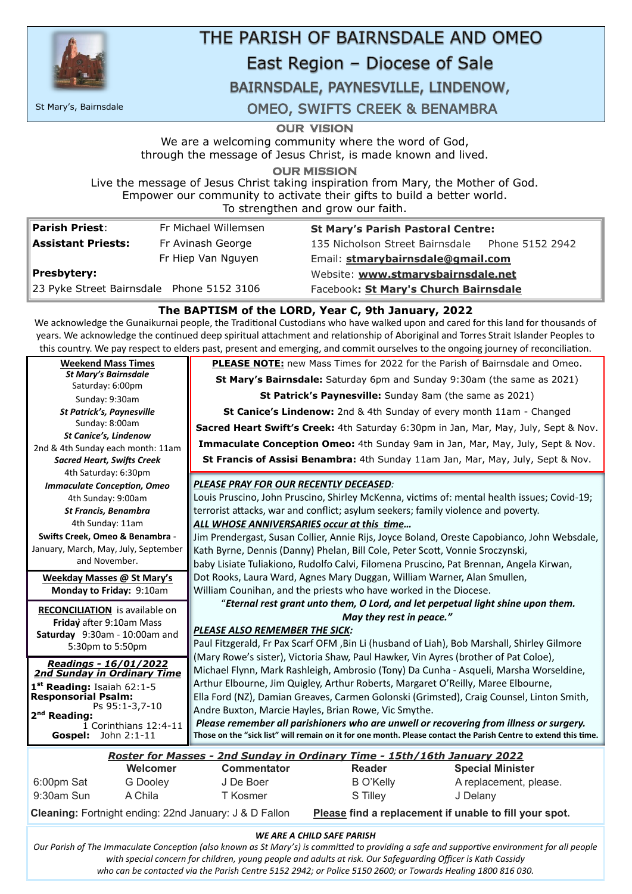St Mary's, Bairnsdale

# THE PARISH OF BAIRNSDALE AND OMEO

## East Region – Diocese of Sale

### BAIRNSDALE, PAYNESVILLE, LINDENOW, OMEO, SWIFTS CREEK & BENAMBRA

**OUR VISION**

We are a welcoming community where the word of God, through the message of Jesus Christ, is made known and lived.

**OUR MISSION**

Live the message of Jesus Christ taking inspiration from Mary, the Mother of God.
Empower our community to activate their gifts to build a better world.
To strengthen and grow our faith.

**Parish Priest**: Fr Michael Willemsen
**Assistant Priests:** Fr Avinash George, Fr Hiep Van Nguyen
**Presbytery:** 23 Pyke Street Bairnsdale Phone 5152 3106

**St Mary's Parish Pastoral Centre:**
135 Nicholson Street Bairnsdale Phone 5152 2942
Email: **stmarybairnsdale@gmail.com**
Website: **www.stmarysbairnsdale.net**
Facebook**: St Mary's Church Bairnsdale**

## The BAPTISM of the LORD, Year C, 9th January, 2022

We acknowledge the Gunaikurnai people, the Traditional Custodians who have walked upon and cared for this land for thousands of years. We acknowledge the continued deep spiritual attachment and relationship of Aboriginal and Torres Strait Islander Peoples to this country. We pay respect to elders past, present and emerging, and commit ourselves to the ongoing journey of reconciliation.

**Weekend Mass Times**

***St Mary's Bairnsdale***
Saturday: 6:00pm
Sunday: 9:30am

***St Patrick's, Paynesville***
Sunday: 8:00am

***St Canice's, Lindenow***
2nd & 4th Sunday each month: 11am

***Sacred Heart, Swifts Creek***
4th Saturday: 6:30pm

***Immaculate Conception, Omeo***
4th Sunday: 9:00am

***St Francis, Benambra***
4th Sunday: 11am

**Swifts Creek, Omeo & Benambra** - January, March, May, July, September and November.

**Weekday Masses @ St Mary's**
**Monday to Friday:** 9:10am

**RECONCILIATION** is available on **Friday** after 9:10am Mass
**Saturday** 9:30am - 10:00am and 5:30pm to 5:50pm

***Readings - 16/01/2022***
***2nd Sunday in Ordinary Time***

**1st Reading:** Isaiah 62:1-5
**Responsorial Psalm:** Ps 95:1-3,7-10
**2nd Reading:** 1 Corinthians 12:4-11
**Gospel:** John 2:1-11

**PLEASE NOTE:** new Mass Times for 2022 for the Parish of Bairnsdale and Omeo.

**St Mary's Bairnsdale:** Saturday 6pm and Sunday 9:30am (the same as 2021)

**St Patrick's Paynesville:** Sunday 8am (the same as 2021)

**St Canice's Lindenow:** 2nd & 4th Sunday of every month 11am - Changed

**Sacred Heart Swift's Creek:** 4th Saturday 6:30pm in Jan, Mar, May, July, Sept & Nov.

**Immaculate Conception Omeo:** 4th Sunday 9am in Jan, Mar, May, July, Sept & Nov.

**St Francis of Assisi Benambra:** 4th Sunday 11am Jan, Mar, May, July, Sept & Nov.

***PLEASE PRAY FOR OUR RECENTLY DECEASED:***

Louis Pruscino, John Pruscino, Shirley McKenna, victims of: mental health issues; Covid-19; terrorist attacks, war and conflict; asylum seekers; family violence and poverty.

***ALL WHOSE ANNIVERSARIES occur at this time…***

Jim Prendergast, Susan Collier, Annie Rijs, Joyce Boland, Oreste Capobianco, John Websdale, Kath Byrne, Dennis (Danny) Phelan, Bill Cole, Peter Scott, Vonnie Sroczynski, baby Lisiate Tuliakiono, Rudolfo Calvi, Filomena Pruscino, Pat Brennan, Angela Kirwan, Dot Rooks, Laura Ward, Agnes Mary Duggan, William Warner, Alan Smullen, William Counihan, and the priests who have worked in the Diocese.

***"Eternal rest grant unto them, O Lord, and let perpetual light shine upon them. May they rest in peace."***

***PLEASE ALSO REMEMBER THE SICK:***

Paul Fitzgerald, Fr Pax Scarf OFM ,Bin Li (husband of Liah), Bob Marshall, Shirley Gilmore (Mary Rowe's sister), Victoria Shaw, Paul Hawker, Vin Ayres (brother of Pat Coloe), Michael Flynn, Mark Rashleigh, Ambrosio (Tony) Da Cunha - Asqueli, Marsha Worseldine, Arthur Elbourne, Jim Quigley, Arthur Roberts, Margaret O'Reilly, Maree Elbourne, Ella Ford (NZ), Damian Greaves, Carmen Golonski (Grimsted), Craig Counsel, Linton Smith, Andre Buxton, Marcie Hayles, Brian Rowe, Vic Smythe.

***Please remember all parishioners who are unwell or recovering from illness or surgery.***
**Those on the "sick list" will remain on it for one month. Please contact the Parish Centre to extend this time.**

***Roster for Masses - 2nd Sunday in Ordinary Time - 15th/16th January 2022***

| | Welcomer | Commentator | Reader | Special Minister |
|---|---|---|---|---|
| 6:00pm Sat | G Dooley | J De Boer | B O'Kelly | A replacement, please. |
| 9:30am Sun | A Chila | T Kosmer | S Tilley | J Delany |

**Cleaning:** Fortnight ending: 22nd January: J & D Fallon **Please find a replacement if unable to fill your spot.**

***WE ARE A CHILD SAFE PARISH***

*Our Parish of The Immaculate Conception (also known as St Mary's) is committed to providing a safe and supportive environment for all people with special concern for children, young people and adults at risk. Our Safeguarding Officer is Kath Cassidy who can be contacted via the Parish Centre 5152 2942; or Police 5150 2600; or Towards Healing 1800 816 030.*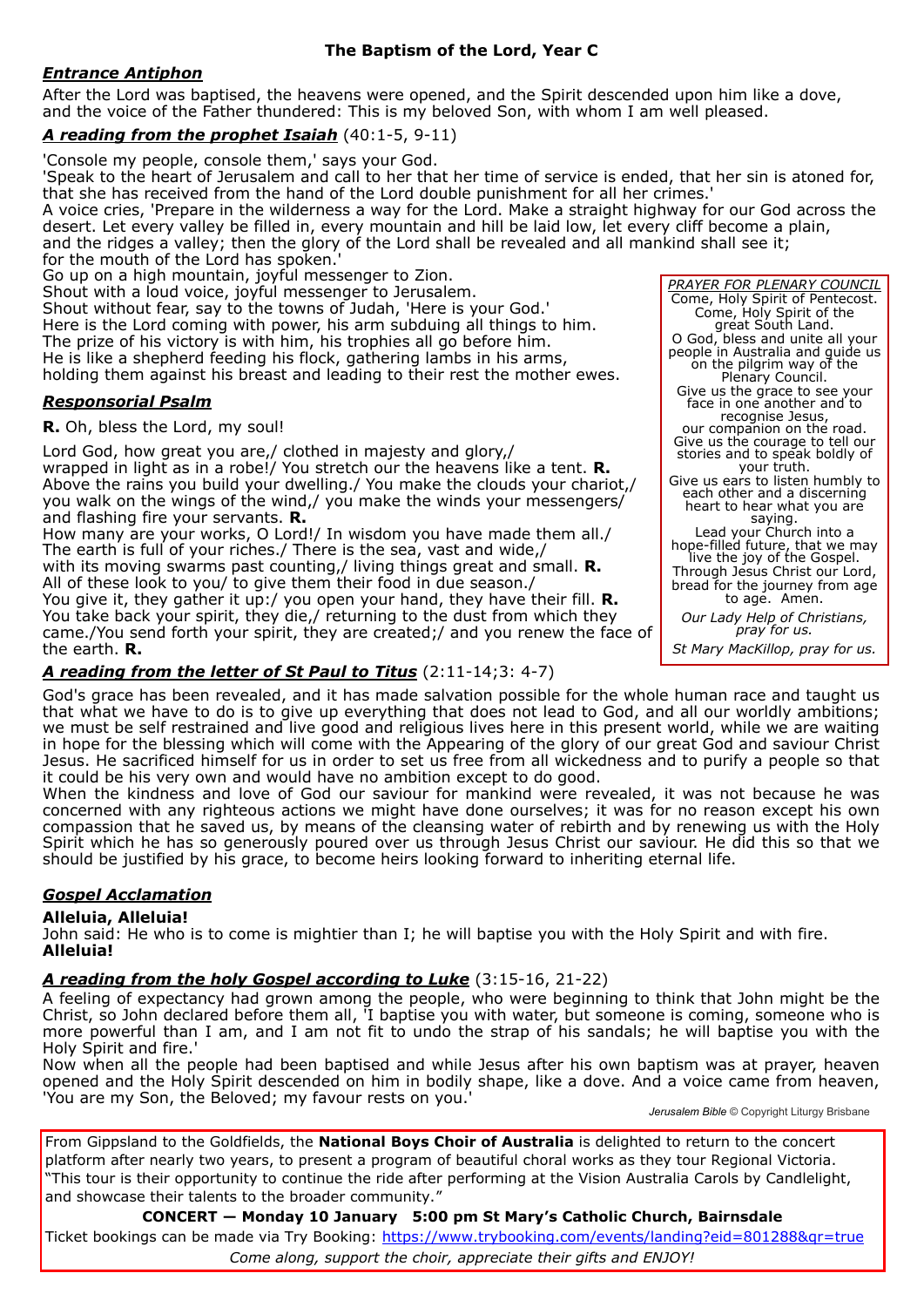## The Baptism of the Lord, Year C

***Entrance Antiphon***

After the Lord was baptised, the heavens were opened, and the Spirit descended upon him like a dove, and the voice of the Father thundered: This is my beloved Son, with whom I am well pleased.

***A reading from the prophet Isaiah*** (40:1-5, 9-11)

'Console my people, console them,' says your God.
'Speak to the heart of Jerusalem and call to her that her time of service is ended, that her sin is atoned for, that she has received from the hand of the Lord double punishment for all her crimes.'
A voice cries, 'Prepare in the wilderness a way for the Lord. Make a straight highway for our God across the desert. Let every valley be filled in, every mountain and hill be laid low, let every cliff become a plain, and the ridges a valley; then the glory of the Lord shall be revealed and all mankind shall see it; for the mouth of the Lord has spoken.'
Go up on a high mountain, joyful messenger to Zion.
Shout with a loud voice, joyful messenger to Jerusalem.
Shout without fear, say to the towns of Judah, 'Here is your God.'
Here is the Lord coming with power, his arm subduing all things to him.
The prize of his victory is with him, his trophies all go before him.
He is like a shepherd feeding his flock, gathering lambs in his arms, holding them against his breast and leading to their rest the mother ewes.

***Responsorial Psalm***

**R.** Oh, bless the Lord, my soul!

Lord God, how great you are,/ clothed in majesty and glory,/ wrapped in light as in a robe!/ You stretch out the heavens like a tent. **R.**
Above the rains you build your dwelling./ You make the clouds your chariot,/ you walk on the wings of the wind,/ you make the winds your messengers/ and flashing fire your servants. **R.**
How many are your works, O Lord!/ In wisdom you have made them all./ The earth is full of your riches./ There is the sea, vast and wide,/ with its moving swarms past counting,/ living things great and small. **R.**
All of these look to you/ to give them their food in due season./ You give it, they gather it up:/ you open your hand, they have their fill. **R.**
You take back your spirit, they die,/ returning to the dust from which they came./You send forth your spirit, they are created;/ and you renew the face of the earth. **R.**

***A reading from the letter of St Paul to Titus*** (2:11-14;3: 4-7)

God's grace has been revealed, and it has made salvation possible for the whole human race and taught us that what we have to do is to give up everything that does not lead to God, and all our worldly ambitions; we must be self restrained and live good and religious lives here in this present world, while we are waiting in hope for the blessing which will come with the Appearing of the glory of our great God and saviour Christ Jesus. He sacrificed himself for us in order to set us free from all wickedness and to purify a people so that it could be his very own and would have no ambition except to do good.
When the kindness and love of God our saviour for mankind were revealed, it was not because he was concerned with any righteous actions we might have done ourselves; it was for no reason except his own compassion that he saved us, by means of the cleansing water of rebirth and by renewing us with the Holy Spirit which he has so generously poured over us through Jesus Christ our saviour. He did this so that we should be justified by his grace, to become heirs looking forward to inheriting eternal life.

***Gospel Acclamation***

**Alleluia, Alleluia!**
John said: He who is to come is mightier than I; he will baptise you with the Holy Spirit and with fire.
**Alleluia!**

***A reading from the holy Gospel according to Luke*** (3:15-16, 21-22)

A feeling of expectancy had grown among the people, who were beginning to think that John might be the Christ, so John declared before them all, 'I baptise you with water, but someone is coming, someone who is more powerful than I am, and I am not fit to undo the strap of his sandals; he will baptise you with the Holy Spirit and fire.'
Now when all the people had been baptised and while Jesus after his own baptism was at prayer, heaven opened and the Holy Spirit descended on him in bodily shape, like a dove. And a voice came from heaven, 'You are my Son, the Beloved; my favour rests on you.'

*Jerusalem Bible* © Copyright Liturgy Brisbane

<u>*PRAYER FOR PLENARY COUNCIL*</u>

Come, Holy Spirit of Pentecost.
Come, Holy Spirit of the great South Land.
O God, bless and unite all your people in Australia and guide us on the pilgrim way of the Plenary Council.
Give us the grace to see your face in one another and to recognise Jesus, our companion on the road.
Give us the courage to tell our stories and to speak boldly of your truth.
Give us ears to listen humbly to each other and a discerning heart to hear what you are saying.
Lead your Church into a hope-filled future, that we may live the joy of the Gospel.
Through Jesus Christ our Lord, bread for the journey from age to age. Amen.

*Our Lady Help of Christians, pray for us.*

*St Mary MacKillop, pray for us.*

From Gippsland to the Goldfields, the **National Boys Choir of Australia** is delighted to return to the concert platform after nearly two years, to present a program of beautiful choral works as they tour Regional Victoria. "This tour is their opportunity to continue the ride after performing at the Vision Australia Carols by Candlelight, and showcase their talents to the broader community."

**CONCERT — Monday 10 January 5:00 pm St Mary's Catholic Church, Bairnsdale**

Ticket bookings can be made via Try Booking: https://www.trybooking.com/events/landing?eid=801288&qr=true

*Come along, support the choir, appreciate their gifts and ENJOY!*